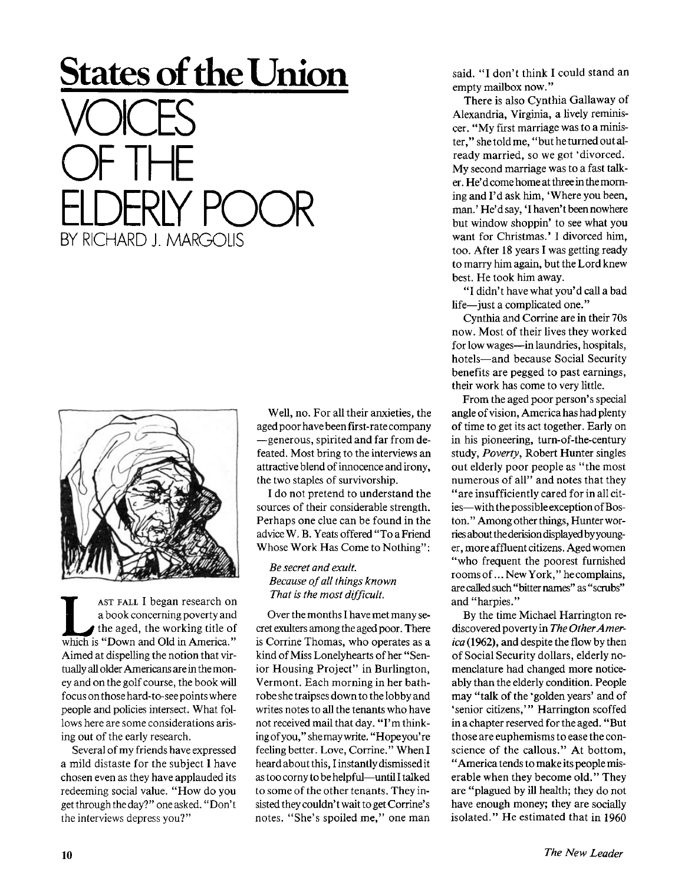# States of the Union

# VOICES OF THE ELDERLY POOR

BY RICHARD J. MARGOLIS

LAST FALL I began research on a book concerning poverty and the aged, the working title of which is "Down and Old in America." Aimed at dispelling the notion that virtually all older Americans are in the money and on the golf course, the book will focus on those hard-to-see points where people and policies intersect. What follows here are some considerations arising out of the early research.

Several of my friends have expressed a mild distaste for the subject I have chosen even as they have applauded its redeeming social value. "How do you get through the day?" one asked. "Don't the interviews depress you?"

Well, no. For all their anxieties, the aged poor have been first-rate company—generous, spirited and far from defeated. Most bring to the interviews an attractive blend of innocence and irony, the two staples of survivorship.

I do not pretend to understand the sources of their considerable strength. Perhaps one clue can be found in the advice W. B. Yeats offered "To a Friend Whose Work Has Come to Nothing":

*Be secret and exult.*
*Because of all things known*
*That is the most difficult.*

Over the months I have met many secret exulters among the aged poor. There is Corrine Thomas, who operates as a kind of Miss Lonelyhearts of her "Senior Housing Project" in Burlington, Vermont. Each morning in her bathrobe she traipses down to the lobby and writes notes to all the tenants who have not received mail that day. "I'm thinking of you," she may write. "Hope you're feeling better. Love, Corrine." When I heard about this, I instantly dismissed it as too corny to be helpful—until I talked to some of the other tenants. They insisted they couldn't wait to get Corrine's notes. "She's spoiled me," one man said. "I don't think I could stand an empty mailbox now."

There is also Cynthia Gallaway of Alexandria, Virginia, a lively reminiscer. "My first marriage was to a minister," she told me, "but he turned out already married, so we got 'divorced. My second marriage was to a fast talker. He'd come home at three in the morning and I'd ask him, 'Where you been, man.' He'd say, 'I haven't been nowhere but window shoppin' to see what you want for Christmas.' I divorced him, too. After 18 years I was getting ready to marry him again, but the Lord knew best. He took him away.

"I didn't have what you'd call a bad life—just a complicated one."

Cynthia and Corrine are in their 70s now. Most of their lives they worked for low wages—in laundries, hospitals, hotels—and because Social Security benefits are pegged to past earnings, their work has come to very little.

From the aged poor person's special angle of vision, America has had plenty of time to get its act together. Early on in his pioneering, turn-of-the-century study, *Poverty*, Robert Hunter singles out elderly poor people as "the most numerous of all" and notes that they "are insufficiently cared for in all cities—with the possible exception of Boston." Among other things, Hunter worries about the derision displayed by younger, more affluent citizens. Aged women "who frequent the poorest furnished rooms of ... New York," he complains, are called such "bitter names" as "scrubs" and "harpies."

By the time Michael Harrington rediscovered poverty in *The Other America* (1962), and despite the flow by then of Social Security dollars, elderly nomenclature had changed more noticeably than the elderly condition. People may "talk of the 'golden years' and of 'senior citizens,'" Harrington scoffed in a chapter reserved for the aged. "But those are euphemisms to ease the conscience of the callous." At bottom, "America tends to make its people miserable when they become old." They are "plagued by ill health; they do not have enough money; they are socially isolated." He estimated that in 1960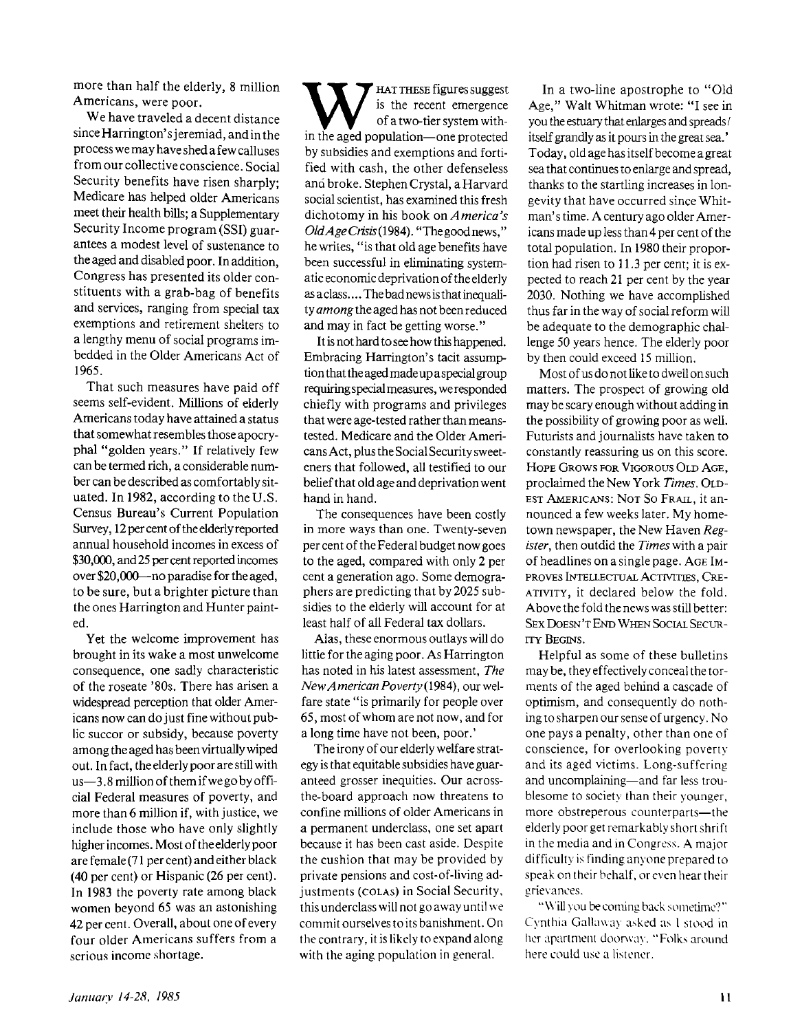more than half the elderly, 8 million Americans, were poor.

We have traveled a decent distance since Harrington's jeremiad, and in the process we may have shed a few calluses from our collective conscience. Social Security benefits have risen sharply; Medicare has helped older Americans meet their health bills; a Supplementary Security Income program (SSI) guarantees a modest level of sustenance to the aged and disabled poor. In addition, Congress has presented its older constituents with a grab-bag of benefits and services, ranging from special tax exemptions and retirement shelters to a lengthy menu of social programs imbedded in the Older Americans Act of 1965.

That such measures have paid off seems self-evident. Millions of elderly Americans today have attained a status that somewhat resembles those apocryphal "golden years." If relatively few can be termed rich, a considerable number can be described as comfortably situated. In 1982, according to the U.S. Census Bureau's Current Population Survey, 12 per cent of the elderly reported annual household incomes in excess of $30,000, and 25 per cent reported incomes over $20,000—no paradise for the aged, to be sure, but a brighter picture than the ones Harrington and Hunter painted.

Yet the welcome improvement has brought in its wake a most unwelcome consequence, one sadly characteristic of the roseate '80s. There has arisen a widespread perception that older Americans now can do just fine without public succor or subsidy, because poverty among the aged has been virtually wiped out. In fact, the elderly poor are still with us—3.8 million of them if we go by official Federal measures of poverty, and more than 6 million if, with justice, we include those who have only slightly higher incomes. Most of the elderly poor are female (71 per cent) and either black (40 per cent) or Hispanic (26 per cent). In 1983 the poverty rate among black women beyond 65 was an astonishing 42 per cent. Overall, about one of every four older Americans suffers from a serious income shortage.

What these figures suggest is the recent emergence of a two-tier system within the aged population—one protected by subsidies and exemptions and fortified with cash, the other defenseless and broke. Stephen Crystal, a Harvard social scientist, has examined this fresh dichotomy in his book on *America's Old Age Crisis* (1984). "The good news," he writes, "is that old age benefits have been successful in eliminating systematic economic deprivation of the elderly as a class.... The bad news is that inequality *among* the aged has not been reduced and may in fact be getting worse."

It is not hard to see how this happened. Embracing Harrington's tacit assumption that the aged made up a special group requiring special measures, we responded chiefly with programs and privileges that were age-tested rather than means-tested. Medicare and the Older Americans Act, plus the Social Security sweeteners that followed, all testified to our belief that old age and deprivation went hand in hand.

The consequences have been costly in more ways than one. Twenty-seven per cent of the Federal budget now goes to the aged, compared with only 2 per cent a generation ago. Some demographers are predicting that by 2025 subsidies to the elderly will account for at least half of all Federal tax dollars.

Alas, these enormous outlays will do little for the aging poor. As Harrington has noted in his latest assessment, *The New American Poverty* (1984), our welfare state "is primarily for people over 65, most of whom are not now, and for a long time have not been, poor.'

The irony of our elderly welfare strategy is that equitable subsidies have guaranteed grosser inequities. Our across-the-board approach now threatens to confine millions of older Americans in a permanent underclass, one set apart because it has been cast aside. Despite the cushion that may be provided by private pensions and cost-of-living adjustments (COLAs) in Social Security, this underclass will not go away until we commit ourselves to its banishment. On the contrary, it is likely to expand along with the aging population in general.

In a two-line apostrophe to "Old Age," Walt Whitman wrote: "I see in you the estuary that enlarges and spreads / itself grandly as it pours in the great sea.' Today, old age has itself become a great sea that continues to enlarge and spread, thanks to the startling increases in longevity that have occurred since Whitman's time. A century ago older Americans made up less than 4 per cent of the total population. In 1980 their proportion had risen to 11.3 per cent; it is expected to reach 21 per cent by the year 2030. Nothing we have accomplished thus far in the way of social reform will be adequate to the demographic challenge 50 years hence. The elderly poor by then could exceed 15 million.

Most of us do not like to dwell on such matters. The prospect of growing old may be scary enough without adding in the possibility of growing poor as well. Futurists and journalists have taken to constantly reassuring us on this score. HOPE GROWS FOR VIGOROUS OLD AGE, proclaimed the New York *Times*. OLDEST AMERICANS: NOT SO FRAIL, it announced a few weeks later. My hometown newspaper, the New Haven *Register*, then outdid the *Times* with a pair of headlines on a single page. AGE IMPROVES INTELLECTUAL ACTIVITIES, CREATIVITY, it declared below the fold. Above the fold the news was still better: SEX DOESN'T END WHEN SOCIAL SECURITY BEGINS.

Helpful as some of these bulletins may be, they effectively conceal the torments of the aged behind a cascade of optimism, and consequently do nothing to sharpen our sense of urgency. No one pays a penalty, other than one of conscience, for overlooking poverty and its aged victims. Long-suffering and uncomplaining—and far less troublesome to society than their younger, more obstreperous counterparts—the elderly poor get remarkably short shrift in the media and in Congress. A major difficulty is finding anyone prepared to speak on their behalf, or even hear their grievances.

"Will you be coming back sometime?" Cynthia Gallaway asked as I stood in her apartment doorway. "Folks around here could use a listener.